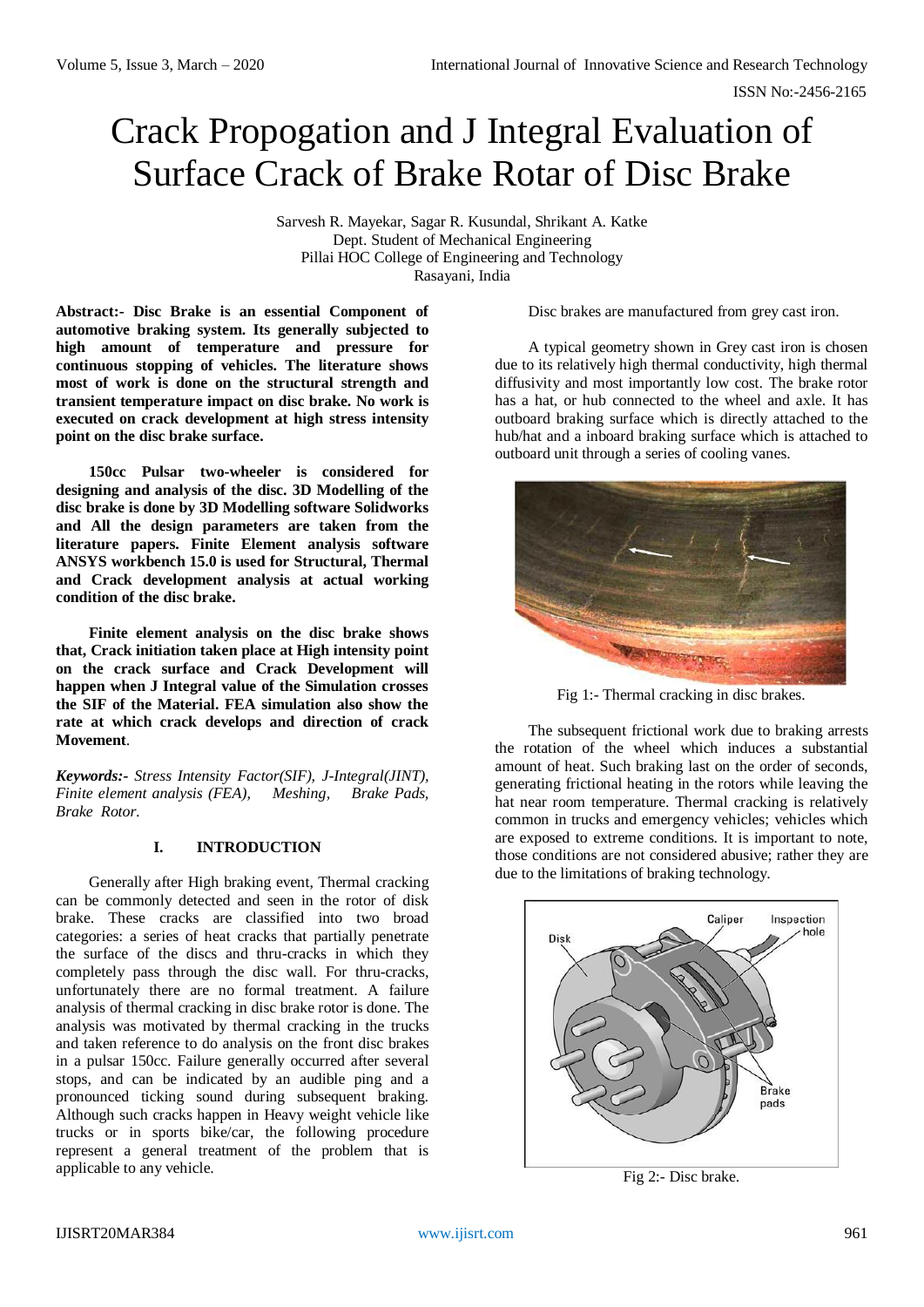# Crack Propogation and J Integral Evaluation of Surface Crack of Brake Rotar of Disc Brake

Sarvesh R. Mayekar, Sagar R. Kusundal, Shrikant A. Katke
Dept. Student of Mechanical Engineering
Pillai HOC College of Engineering and Technology
Rasayani, India

**Abstract:- Disc Brake is an essential Component of automotive braking system. Its generally subjected to high amount of temperature and pressure for continuous stopping of vehicles. The literature shows most of work is done on the structural strength and transient temperature impact on disc brake. No work is executed on crack development at high stress intensity point on the disc brake surface.**

**150cc Pulsar two-wheeler is considered for designing and analysis of the disc. 3D Modelling of the disc brake is done by 3D Modelling software Solidworks and All the design parameters are taken from the literature papers. Finite Element analysis software ANSYS workbench 15.0 is used for Structural, Thermal and Crack development analysis at actual working condition of the disc brake.**

**Finite element analysis on the disc brake shows that, Crack initiation taken place at High intensity point on the crack surface and Crack Development will happen when J Integral value of the Simulation crosses the SIF of the Material. FEA simulation also show the rate at which crack develops and direction of crack Movement**.

***Keywords:-*** *Stress Intensity Factor(SIF), J-Integral(JINT), Finite element analysis (FEA), Meshing, Brake Pads, Brake Rotor.*

## I. INTRODUCTION

Generally after High braking event, Thermal cracking can be commonly detected and seen in the rotor of disk brake. These cracks are classified into two broad categories: a series of heat cracks that partially penetrate the surface of the discs and thru-cracks in which they completely pass through the disc wall. For thru-cracks, unfortunately there are no formal treatment. A failure analysis of thermal cracking in disc brake rotor is done. The analysis was motivated by thermal cracking in the trucks and taken reference to do analysis on the front disc brakes in a pulsar 150cc. Failure generally occurred after several stops, and can be indicated by an audible ping and a pronounced ticking sound during subsequent braking. Although such cracks happen in Heavy weight vehicle like trucks or in sports bike/car, the following procedure represent a general treatment of the problem that is applicable to any vehicle.

Disc brakes are manufactured from grey cast iron.

A typical geometry shown in Grey cast iron is chosen due to its relatively high thermal conductivity, high thermal diffusivity and most importantly low cost. The brake rotor has a hat, or hub connected to the wheel and axle. It has outboard braking surface which is directly attached to the hub/hat and a inboard braking surface which is attached to outboard unit through a series of cooling vanes.

Fig 1:- Thermal cracking in disc brakes.

The subsequent frictional work due to braking arrests the rotation of the wheel which induces a substantial amount of heat. Such braking last on the order of seconds, generating frictional heating in the rotors while leaving the hat near room temperature. Thermal cracking is relatively common in trucks and emergency vehicles; vehicles which are exposed to extreme conditions. It is important to note, those conditions are not considered abusive; rather they are due to the limitations of braking technology.

Fig 2:- Disc brake.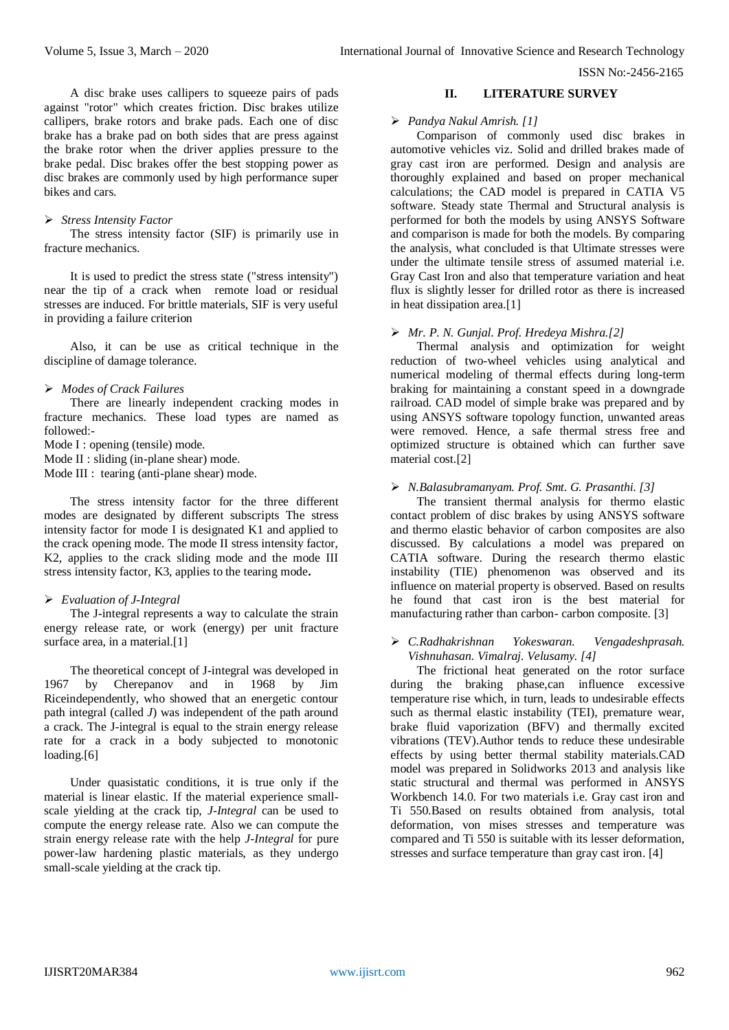A disc brake uses callipers to squeeze pairs of pads against "rotor" which creates friction. Disc brakes utilize callipers, brake rotors and brake pads. Each one of disc brake has a brake pad on both sides that are press against the brake rotor when the driver applies pressure to the brake pedal. Disc brakes offer the best stopping power as disc brakes are commonly used by high performance super bikes and cars.

- *Stress Intensity Factor*

The stress intensity factor (SIF) is primarily use in fracture mechanics.

It is used to predict the stress state ("stress intensity") near the tip of a crack when remote load or residual stresses are induced. For brittle materials, SIF is very useful in providing a failure criterion

Also, it can be use as critical technique in the discipline of damage tolerance.

- *Modes of Crack Failures*

There are linearly independent cracking modes in fracture mechanics. These load types are named as followed:-
Mode I : opening (tensile) mode.
Mode II : sliding (in-plane shear) mode.
Mode III : tearing (anti-plane shear) mode.

The stress intensity factor for the three different modes are designated by different subscripts The stress intensity factor for mode I is designated K1 and applied to the crack opening mode. The mode II stress intensity factor, K2, applies to the crack sliding mode and the mode III stress intensity factor, K3, applies to the tearing mode**.**

- *Evaluation of J-Integral*

The J-integral represents a way to calculate the strain energy release rate, or work (energy) per unit fracture surface area, in a material.[1]

The theoretical concept of J-integral was developed in 1967 by Cherepanov and in 1968 by Jim Riceindependently, who showed that an energetic contour path integral (called *J*) was independent of the path around a crack. The J-integral is equal to the strain energy release rate for a crack in a body subjected to monotonic loading.[6]

Under quasistatic conditions, it is true only if the material is linear elastic. If the material experience small-scale yielding at the crack tip, *J-Integral* can be used to compute the energy release rate. Also we can compute the strain energy release rate with the help *J-Integral* for pure power-law hardening plastic materials, as they undergo small-scale yielding at the crack tip.

## II. LITERATURE SURVEY

- *Pandya Nakul Amrish. [1]*

Comparison of commonly used disc brakes in automotive vehicles viz. Solid and drilled brakes made of gray cast iron are performed. Design and analysis are thoroughly explained and based on proper mechanical calculations; the CAD model is prepared in CATIA V5 software. Steady state Thermal and Structural analysis is performed for both the models by using ANSYS Software and comparison is made for both the models. By comparing the analysis, what concluded is that Ultimate stresses were under the ultimate tensile stress of assumed material i.e. Gray Cast Iron and also that temperature variation and heat flux is slightly lesser for drilled rotor as there is increased in heat dissipation area.[1]

- *Mr. P. N. Gunjal. Prof. Hredeya Mishra.[2]*

Thermal analysis and optimization for weight reduction of two-wheel vehicles using analytical and numerical modeling of thermal effects during long-term braking for maintaining a constant speed in a downgrade railroad. CAD model of simple brake was prepared and by using ANSYS software topology function, unwanted areas were removed. Hence, a safe thermal stress free and optimized structure is obtained which can further save material cost.[2]

- *N.Balasubramanyam. Prof. Smt. G. Prasanthi. [3]*

The transient thermal analysis for thermo elastic contact problem of disc brakes by using ANSYS software and thermo elastic behavior of carbon composites are also discussed. By calculations a model was prepared on CATIA software. During the research thermo elastic instability (TIE) phenomenon was observed and its influence on material property is observed. Based on results he found that cast iron is the best material for manufacturing rather than carbon- carbon composite. [3]

- *C.Radhakrishnan Yokeswaran. Vengadeshprasah. Vishnuhasan. Vimalraj. Velusamy. [4]*

The frictional heat generated on the rotor surface during the braking phase,can influence excessive temperature rise which, in turn, leads to undesirable effects such as thermal elastic instability (TEI), premature wear, brake fluid vaporization (BFV) and thermally excited vibrations (TEV).Author tends to reduce these undesirable effects by using better thermal stability materials.CAD model was prepared in Solidworks 2013 and analysis like static structural and thermal was performed in ANSYS Workbench 14.0. For two materials i.e. Gray cast iron and Ti 550.Based on results obtained from analysis, total deformation, von mises stresses and temperature was compared and Ti 550 is suitable with its lesser deformation, stresses and surface temperature than gray cast iron. [4]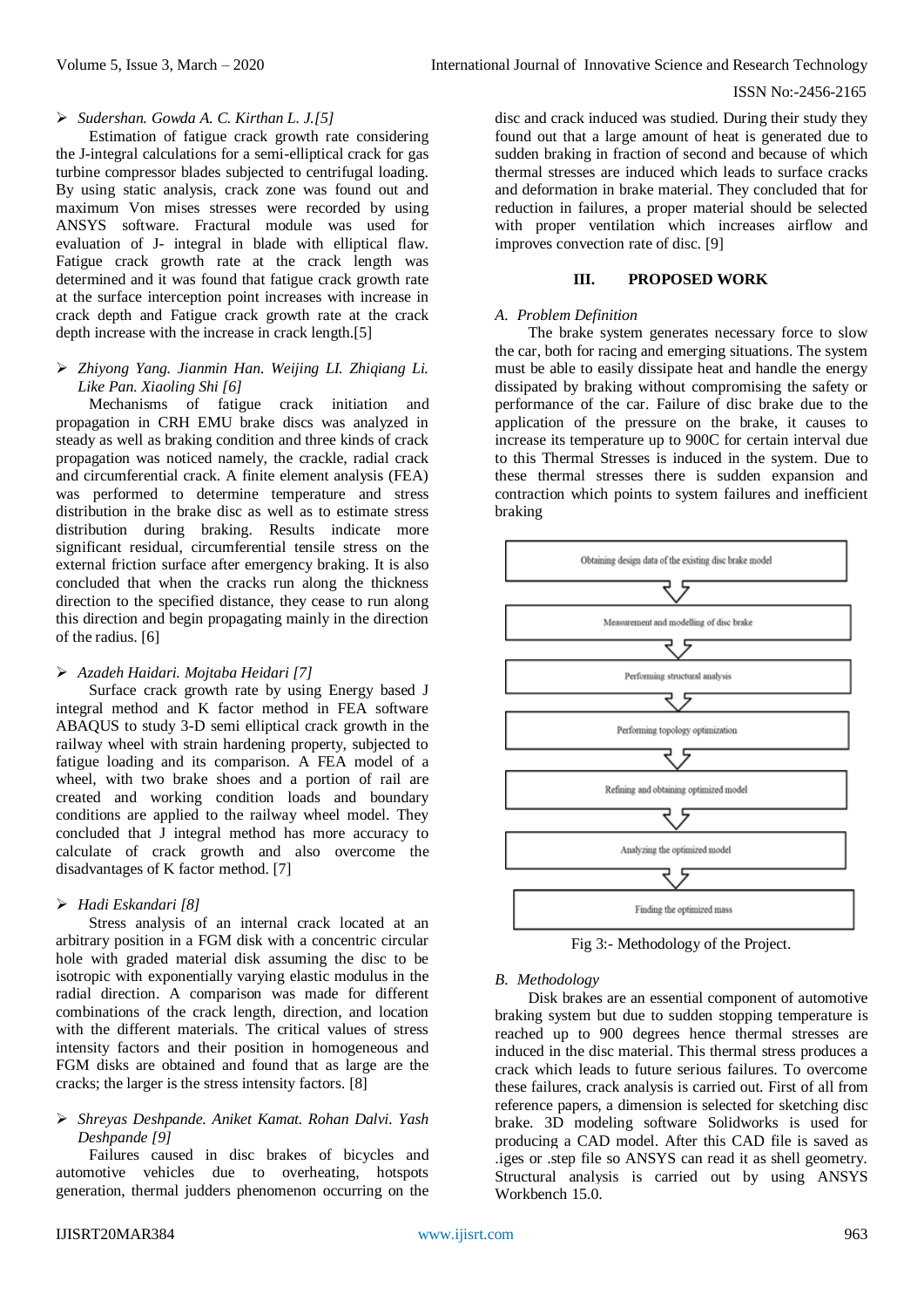- *Sudershan. Gowda A. C. Kirthan L. J.[5]*

Estimation of fatigue crack growth rate considering the J-integral calculations for a semi-elliptical crack for gas turbine compressor blades subjected to centrifugal loading. By using static analysis, crack zone was found out and maximum Von mises stresses were recorded by using ANSYS software. Fractural module was used for evaluation of J- integral in blade with elliptical flaw. Fatigue crack growth rate at the crack length was determined and it was found that fatigue crack growth rate at the surface interception point increases with increase in crack depth and Fatigue crack growth rate at the crack depth increase with the increase in crack length.[5]

- *Zhiyong Yang. Jianmin Han. Weijing LI. Zhiqiang Li. Like Pan. Xiaoling Shi [6]*

Mechanisms of fatigue crack initiation and propagation in CRH EMU brake discs was analyzed in steady as well as braking condition and three kinds of crack propagation was noticed namely, the crackle, radial crack and circumferential crack. A finite element analysis (FEA) was performed to determine temperature and stress distribution in the brake disc as well as to estimate stress distribution during braking. Results indicate more significant residual, circumferential tensile stress on the external friction surface after emergency braking. It is also concluded that when the cracks run along the thickness direction to the specified distance, they cease to run along this direction and begin propagating mainly in the direction of the radius. [6]

- *Azadeh Haidari. Mojtaba Heidari [7]*

Surface crack growth rate by using Energy based J integral method and K factor method in FEA software ABAQUS to study 3-D semi elliptical crack growth in the railway wheel with strain hardening property, subjected to fatigue loading and its comparison. A FEA model of a wheel, with two brake shoes and a portion of rail are created and working condition loads and boundary conditions are applied to the railway wheel model. They concluded that J integral method has more accuracy to calculate of crack growth and also overcome the disadvantages of K factor method. [7]

- *Hadi Eskandari [8]*

Stress analysis of an internal crack located at an arbitrary position in a FGM disk with a concentric circular hole with graded material disk assuming the disc to be isotropic with exponentially varying elastic modulus in the radial direction. A comparison was made for different combinations of the crack length, direction, and location with the different materials. The critical values of stress intensity factors and their position in homogeneous and FGM disks are obtained and found that as large are the cracks; the larger is the stress intensity factors. [8]

- *Shreyas Deshpande. Aniket Kamat. Rohan Dalvi. Yash Deshpande [9]*

Failures caused in disc brakes of bicycles and automotive vehicles due to overheating, hotspots generation, thermal judders phenomenon occurring on the disc and crack induced was studied. During their study they found out that a large amount of heat is generated due to sudden braking in fraction of second and because of which thermal stresses are induced which leads to surface cracks and deformation in brake material. They concluded that for reduction in failures, a proper material should be selected with proper ventilation which increases airflow and improves convection rate of disc. [9]

## III. PROPOSED WORK

### *A. Problem Definition*

The brake system generates necessary force to slow the car, both for racing and emerging situations. The system must be able to easily dissipate heat and handle the energy dissipated by braking without compromising the safety or performance of the car. Failure of disc brake due to the application of the pressure on the brake, it causes to increase its temperature up to 900C for certain interval due to this Thermal Stresses is induced in the system. Due to these thermal stresses there is sudden expansion and contraction which points to system failures and inefficient braking

Obtaining design data of the existing disc brake model
↓
Measurement and modelling of disc brake
↓
Performing structural analysis
↓
Performing topology optimization
↓
Refining and obtaining optimized model
↓
Analyzing the optimized model
↓
Finding the optimized mass

Fig 3:- Methodology of the Project.

### *B. Methodology*

Disk brakes are an essential component of automotive braking system but due to sudden stopping temperature is reached up to 900 degrees hence thermal stresses are induced in the disc material. This thermal stress produces a crack which leads to future serious failures. To overcome these failures, crack analysis is carried out. First of all from reference papers, a dimension is selected for sketching disc brake. 3D modeling software Solidworks is used for producing a CAD model. After this CAD file is saved as .iges or .step file so ANSYS can read it as shell geometry. Structural analysis is carried out by using ANSYS Workbench 15.0.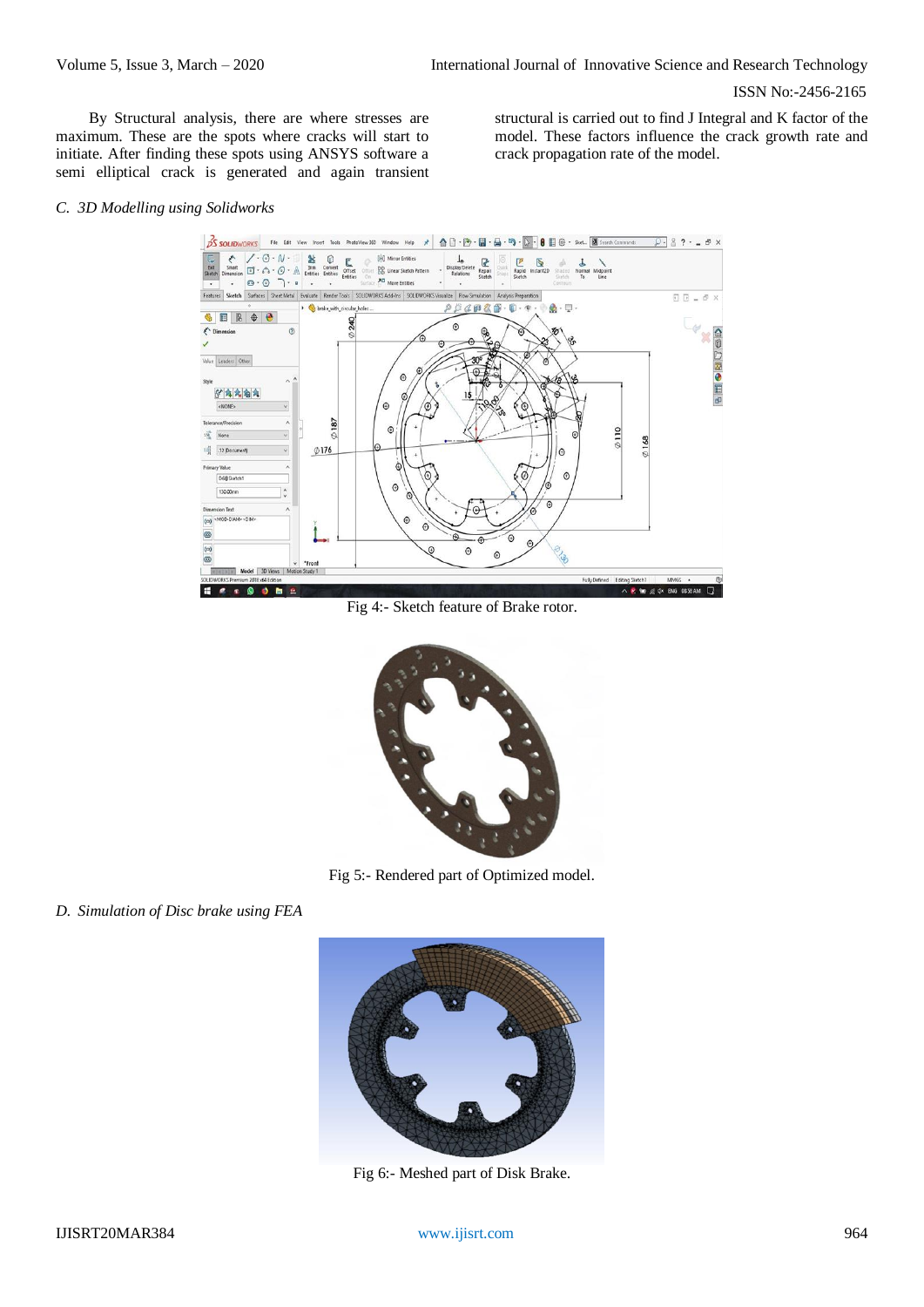By Structural analysis, there are where stresses are maximum. These are the spots where cracks will start to initiate. After finding these spots using ANSYS software a semi elliptical crack is generated and again transient structural is carried out to find J Integral and K factor of the model. These factors influence the crack growth rate and crack propagation rate of the model.

*C. 3D Modelling using Solidworks*

Fig 4:- Sketch feature of Brake rotor.

Fig 5:- Rendered part of Optimized model.

*D. Simulation of Disc brake using FEA*

Fig 6:- Meshed part of Disk Brake.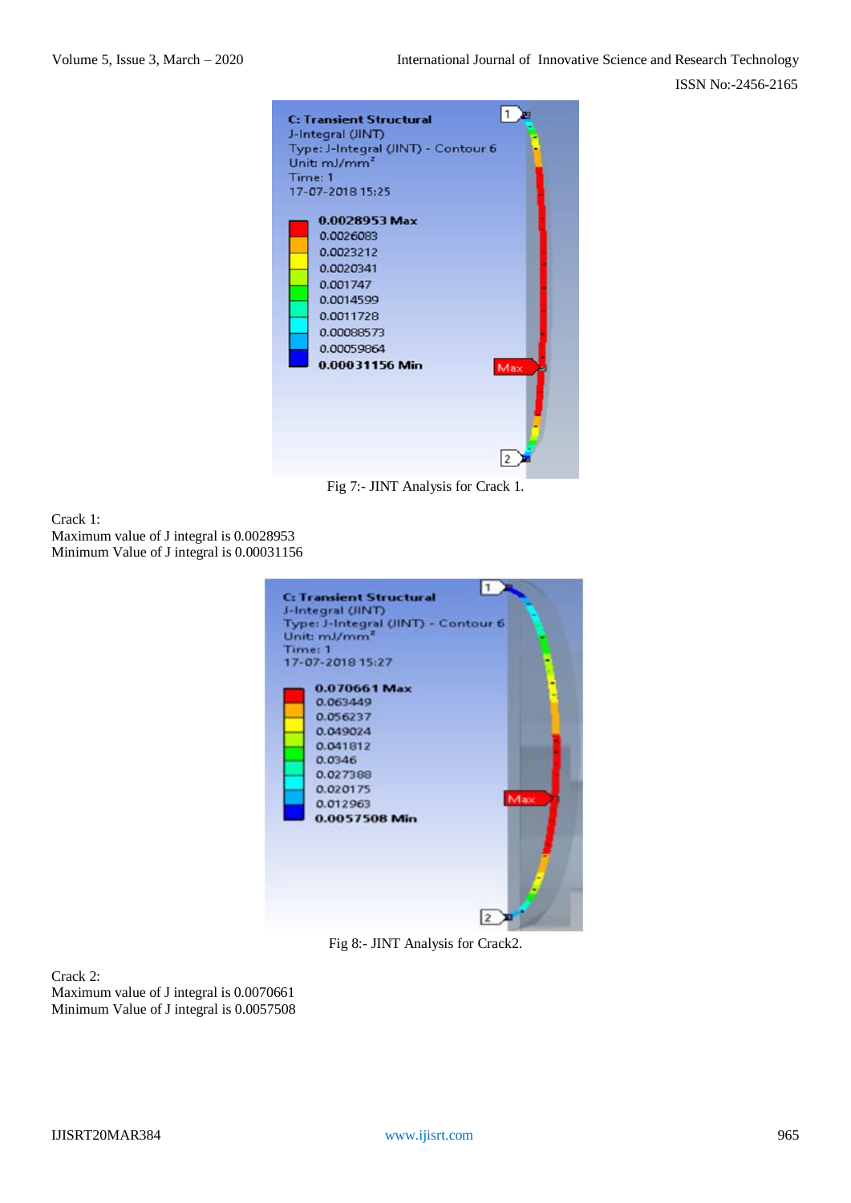Fig 7:- JINT Analysis for Crack 1.

Crack 1:
Maximum value of J integral is 0.0028953
Minimum Value of J integral is 0.00031156

Fig 8:- JINT Analysis for Crack2.

Crack 2:
Maximum value of J integral is 0.0070661
Minimum Value of J integral is 0.0057508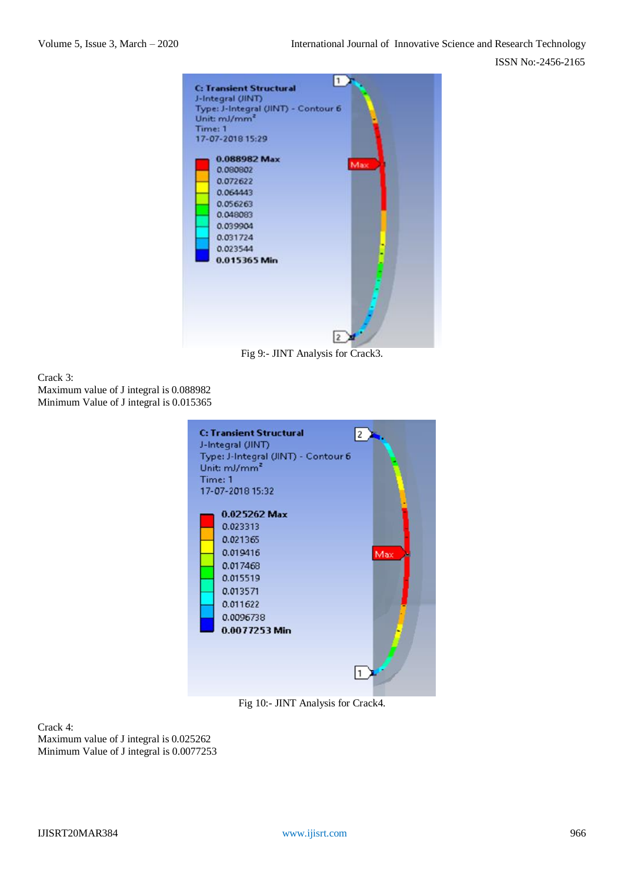Fig 9:- JINT Analysis for Crack3.

Crack 3:
Maximum value of J integral is 0.088982
Minimum Value of J integral is 0.015365

Fig 10:- JINT Analysis for Crack4.

Crack 4:
Maximum value of J integral is 0.025262
Minimum Value of J integral is 0.0077253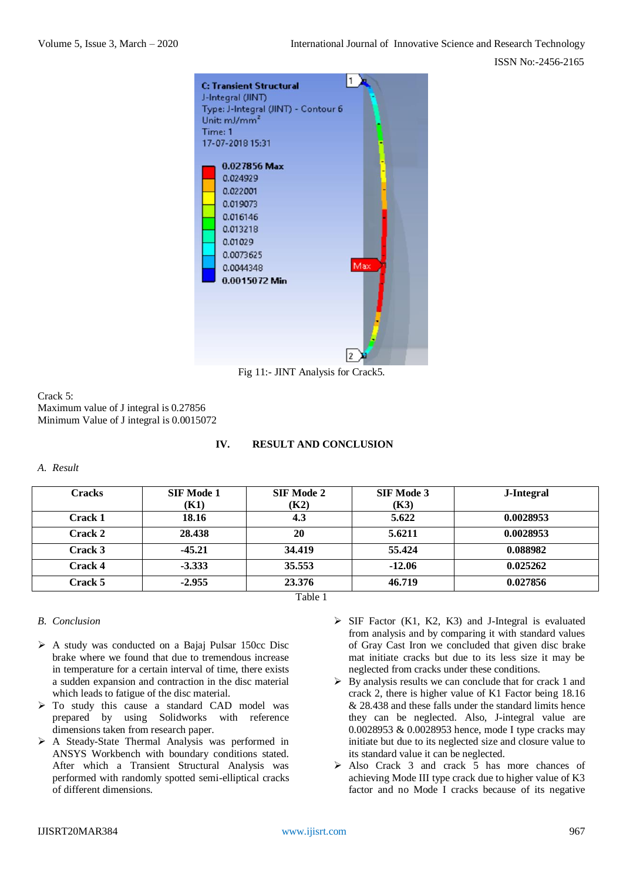Fig 11:- JINT Analysis for Crack5.

Crack 5:
Maximum value of J integral is 0.27856
Minimum Value of J integral is 0.0015072

## IV. RESULT AND CONCLUSION

### *A. Result*

| Cracks | SIF Mode 1 (K1) | SIF Mode 2 (K2) | SIF Mode 3 (K3) | J-Integral |
|---|---|---|---|---|
| **Crack 1** | **18.16** | **4.3** | **5.622** | **0.0028953** |
| **Crack 2** | **28.438** | **20** | **5.6211** | **0.0028953** |
| **Crack 3** | **-45.21** | **34.419** | **55.424** | **0.088982** |
| **Crack 4** | **-3.333** | **35.553** | **-12.06** | **0.025262** |
| **Crack 5** | **-2.955** | **23.376** | **46.719** | **0.027856** |

Table 1

### *B. Conclusion*

- A study was conducted on a Bajaj Pulsar 150cc Disc brake where we found that due to tremendous increase in temperature for a certain interval of time, there exists a sudden expansion and contraction in the disc material which leads to fatigue of the disc material.
- To study this cause a standard CAD model was prepared by using Solidworks with reference dimensions taken from research paper.
- A Steady-State Thermal Analysis was performed in ANSYS Workbench with boundary conditions stated. After which a Transient Structural Analysis was performed with randomly spotted semi-elliptical cracks of different dimensions.
- SIF Factor (K1, K2, K3) and J-Integral is evaluated from analysis and by comparing it with standard values of Gray Cast Iron we concluded that given disc brake mat initiate cracks but due to its less size it may be neglected from cracks under these conditions.
- By analysis results we can conclude that for crack 1 and crack 2, there is higher value of K1 Factor being 18.16 & 28.438 and these falls under the standard limits hence they can be neglected. Also, J-integral value are 0.0028953 & 0.0028953 hence, mode I type cracks may initiate but due to its neglected size and closure value to its standard value it can be neglected.
- Also Crack 3 and crack 5 has more chances of achieving Mode III type crack due to higher value of K3 factor and no Mode I cracks because of its negative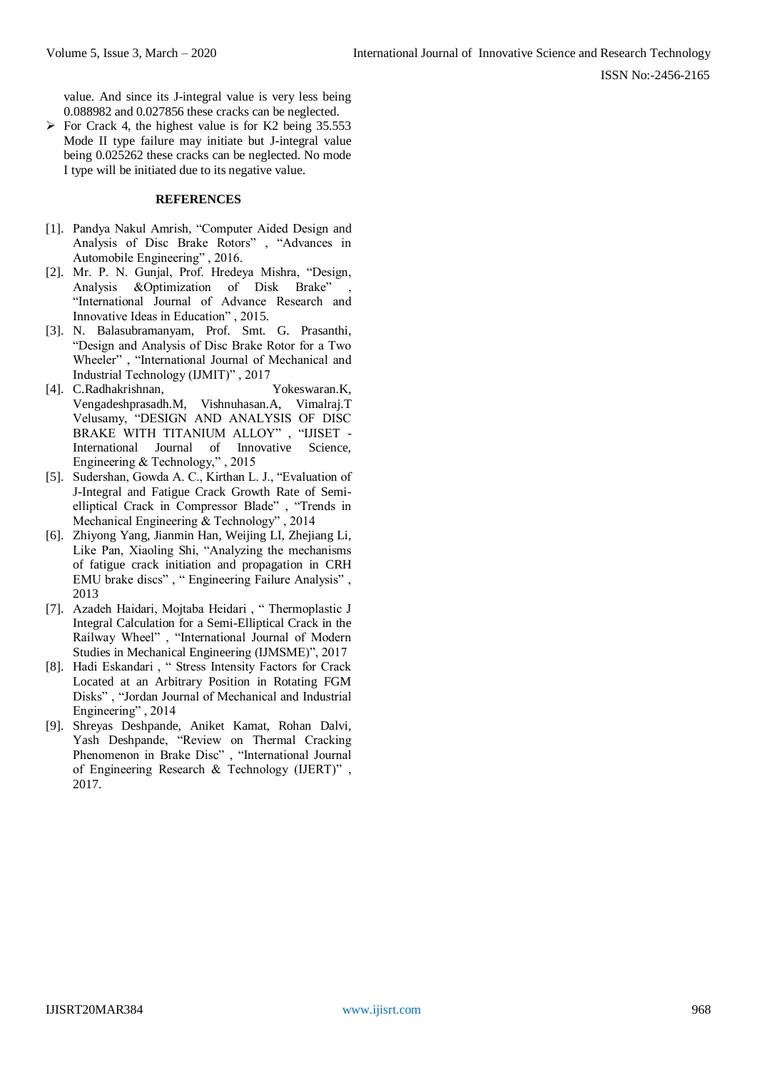value. And since its J-integral value is very less being 0.088982 and 0.027856 these cracks can be neglected.

- For Crack 4, the highest value is for K2 being 35.553 Mode II type failure may initiate but J-integral value being 0.025262 these cracks can be neglected. No mode I type will be initiated due to its negative value.

## REFERENCES

[1]. Pandya Nakul Amrish, "Computer Aided Design and Analysis of Disc Brake Rotors" , "Advances in Automobile Engineering" , 2016.

[2]. Mr. P. N. Gunjal, Prof. Hredeya Mishra, "Design, Analysis &Optimization of Disk Brake" , "International Journal of Advance Research and Innovative Ideas in Education" , 2015.

[3]. N. Balasubramanyam, Prof. Smt. G. Prasanthi, "Design and Analysis of Disc Brake Rotor for a Two Wheeler" , "International Journal of Mechanical and Industrial Technology (IJMIT)" , 2017

[4]. C.Radhakrishnan, Yokeswaran.K, Vengadeshprasadh.M, Vishnuhasan.A, Vimalraj.T Velusamy, "DESIGN AND ANALYSIS OF DISC BRAKE WITH TITANIUM ALLOY" , "IJISET - International Journal of Innovative Science, Engineering & Technology," , 2015

[5]. Sudershan, Gowda A. C., Kirthan L. J., "Evaluation of J-Integral and Fatigue Crack Growth Rate of Semi-elliptical Crack in Compressor Blade" , "Trends in Mechanical Engineering & Technology" , 2014

[6]. Zhiyong Yang, Jianmin Han, Weijing LI, Zhejiang Li, Like Pan, Xiaoling Shi, "Analyzing the mechanisms of fatigue crack initiation and propagation in CRH EMU brake discs" , " Engineering Failure Analysis" , 2013

[7]. Azadeh Haidari, Mojtaba Heidari , " Thermoplastic J Integral Calculation for a Semi-Elliptical Crack in the Railway Wheel" , "International Journal of Modern Studies in Mechanical Engineering (IJMSME)", 2017

[8]. Hadi Eskandari , " Stress Intensity Factors for Crack Located at an Arbitrary Position in Rotating FGM Disks" , "Jordan Journal of Mechanical and Industrial Engineering" , 2014

[9]. Shreyas Deshpande, Aniket Kamat, Rohan Dalvi, Yash Deshpande, "Review on Thermal Cracking Phenomenon in Brake Disc" , "International Journal of Engineering Research & Technology (IJERT)" , 2017.